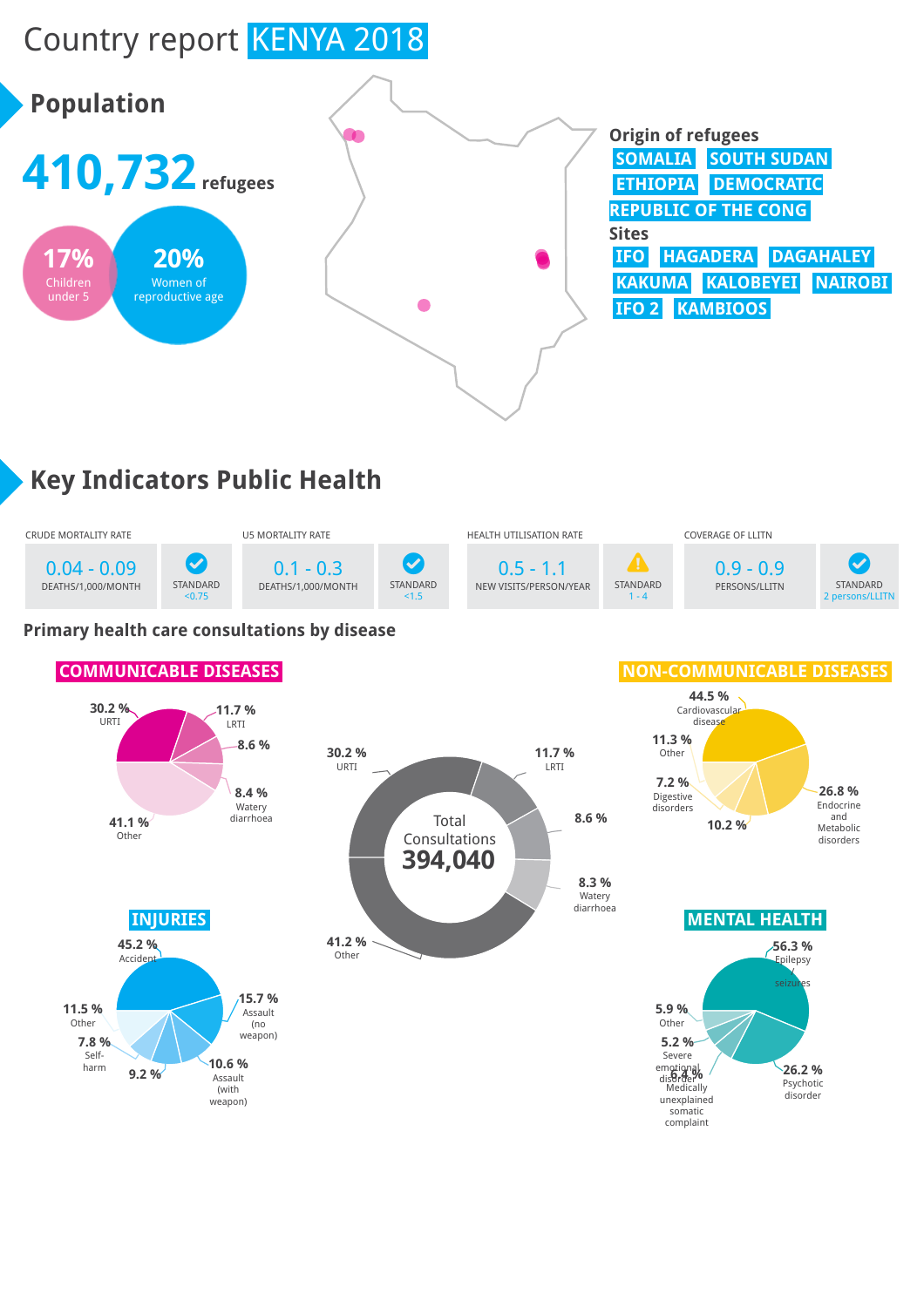# Country report KENYA 2018

## Population

**410,732** refugees

**17%** Children under 5

**20%** Women of reproductive age

**Origin of refugees**

SOMALIA | SOUTH SUDAN | ETHIOPIA | DEMOCRATIC REPUBLIC OF THE CONG

**Sites**

IFO | HAGADERA | DAGAHALEY | KAKUMA | KALOBEYEI | NAIROBI | IFO 2 | KAMBIOOS

## Key Indicators Public Health

| CRUDE MORTALITY RATE | | U5 MORTALITY RATE | | HEALTH UTILISATION RATE | | COVERAGE OF LLITN | |
|---|---|---|---|---|---|---|---|
| 0.04 - 0.09 DEATHS/1,000/MONTH | STANDARD <0.75 | 0.1 - 0.3 DEATHS/1,000/MONTH | STANDARD <1.5 | 0.5 - 1.1 NEW VISITS/PERSON/YEAR | STANDARD 1 - 4 | 0.9 - 0.9 PERSONS/LLITN | STANDARD 2 persons/LLITN |

### Primary health care consultations by disease

**Total Consultations 394,040**

- 30.2 % URTI
- 11.7 % LRTI
- 8.6 %
- 8.3 % Watery diarrhoea
- 41.2 % Other

**COMMUNICABLE DISEASES**

- 30.2 % URTI
- 11.7 % LRTI
- 8.6 %
- 8.4 % Watery diarrhoea
- 41.1 % Other

**NON-COMMUNICABLE DISEASES**

- 44.5 % Cardiovascular disease
- 26.8 % Endocrine and Metabolic disorders
- 10.2 %
- 7.2 % Digestive disorders
- 11.3 % Other

**INJURIES**

- 45.2 % Accident
- 15.7 % Assault (no weapon)
- 10.6 % Assault (with weapon)
- 9.2 %
- 7.8 % Self-harm
- 11.5 % Other

**MENTAL HEALTH**

- 56.3 % Epilepsy seizures
- 26.2 % Psychotic disorder
- 6.4 % Medically unexplained somatic complaint
- 5.2 % Severe emotional disorder
- 5.9 % Other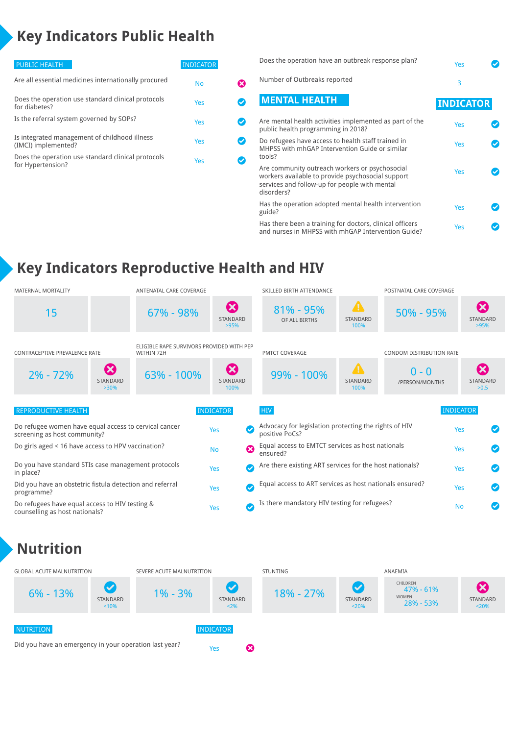# Key Indicators Public Health

| PUBLIC HEALTH | INDICATOR | |
|---|---|---|
| Are all essential medicines internationally procured | No | ✗ |
| Does the operation use standard clinical protocols for diabetes? | Yes | ✓ |
| Is the referral system governed by SOPs? | Yes | ✓ |
| Is integrated management of childhood illness (IMCI) implemented? | Yes | ✓ |
| Does the operation use standard clinical protocols for Hypertension? | Yes | ✓ |
| Does the operation have an outbreak response plan? | Yes | ✓ |
| Number of Outbreaks reported | 3 | |

| MENTAL HEALTH | INDICATOR | |
|---|---|---|
| Are mental health activities implemented as part of the public health programming in 2018? | Yes | ✓ |
| Do refugees have access to health staff trained in MHPSS with mhGAP Intervention Guide or similar tools? | Yes | ✓ |
| Are community outreach workers or psychosocial workers available to provide psychosocial support services and follow-up for people with mental disorders? | Yes | ✓ |
| Has the operation adopted mental health intervention guide? | Yes | ✓ |
| Has there been a training for doctors, clinical officers and nurses in MHPSS with mhGAP Intervention Guide? | Yes | ✓ |

# Key Indicators Reproductive Health and HIV

| Indicator | Value | Standard |
|---|---|---|
| MATERNAL MORTALITY | 15 | |
| ANTENATAL CARE COVERAGE | 67% - 98% | ✗ STANDARD >95% |
| SKILLED BIRTH ATTENDANCE | 81% - 95% OF ALL BIRTHS | ⚠ STANDARD 100% |
| POSTNATAL CARE COVERAGE | 50% - 95% | ✗ STANDARD >95% |
| CONTRACEPTIVE PREVALENCE RATE | 2% - 72% | ✗ STANDARD >30% |
| ELIGIBLE RAPE SURVIVORS PROVIDED WITH PEP WITHIN 72H | 63% - 100% | ✗ STANDARD 100% |
| PMTCT COVERAGE | 99% - 100% | ⚠ STANDARD 100% |
| CONDOM DISTRIBUTION RATE | 0 - 0 /PERSON/MONTHS | ✗ STANDARD >0.5 |

| REPRODUCTIVE HEALTH | INDICATOR | |
|---|---|---|
| Do refugee women have equal access to cervical cancer screening as host community? | Yes | ✓ |
| Do girls aged < 16 have access to HPV vaccination? | No | ✗ |
| Do you have standard STIs case management protocols in place? | Yes | ✓ |
| Did you have an obstetric fistula detection and referral programme? | Yes | ✓ |
| Do refugees have equal access to HIV testing & counselling as host nationals? | Yes | ✓ |

| HIV | INDICATOR | |
|---|---|---|
| Advocacy for legislation protecting the rights of HIV positive PoCs? | Yes | ✓ |
| Equal access to EMTCT services as host nationals ensured? | Yes | ✓ |
| Are there existing ART services for the host nationals? | Yes | ✓ |
| Equal access to ART services as host nationals ensured? | Yes | ✓ |
| Is there mandatory HIV testing for refugees? | No | ✓ |

# Nutrition

| Indicator | Value | Standard |
|---|---|---|
| GLOBAL ACUTE MALNUTRITION | 6% - 13% | ✓ STANDARD <10% |
| SEVERE ACUTE MALNUTRITION | 1% - 3% | ✓ STANDARD <2% |
| STUNTING | 18% - 27% | ✓ STANDARD <20% |
| ANAEMIA | CHILDREN 47% - 61%<br>WOMEN 28% - 53% | ✗ STANDARD <20% |

| NUTRITION | INDICATOR | |
|---|---|---|
| Did you have an emergency in your operation last year? | Yes | ✗ |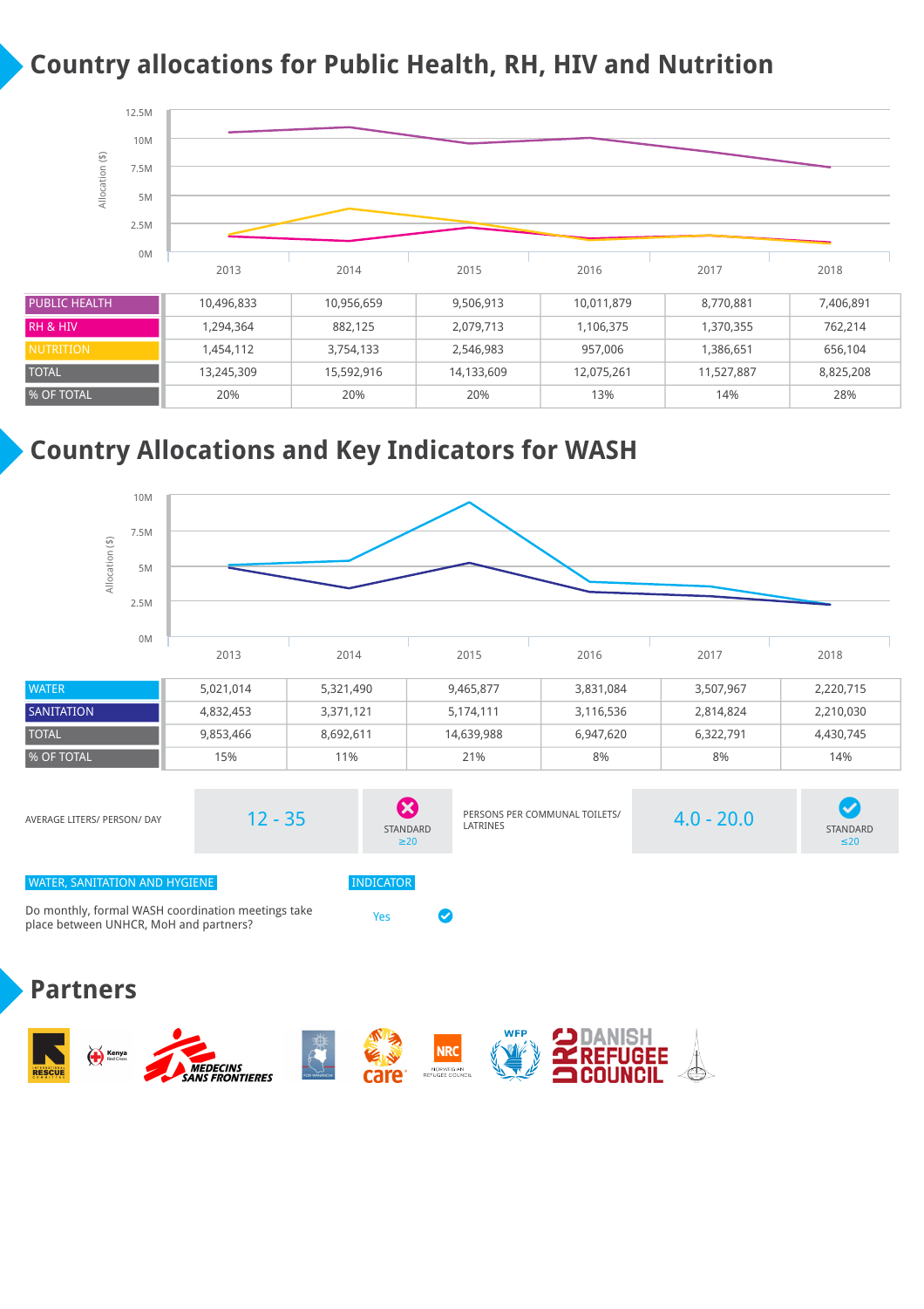## Country allocations for Public Health, RH, HIV and Nutrition

Allocation ($)
12.5M
10M
7.5M
5M
2.5M
0M
2013 2014 2015 2016 2017 2018

| | 2013 | 2014 | 2015 | 2016 | 2017 | 2018 |
|---|---|---|---|---|---|---|
| PUBLIC HEALTH | 10,496,833 | 10,956,659 | 9,506,913 | 10,011,879 | 8,770,881 | 7,406,891 |
| RH & HIV | 1,294,364 | 882,125 | 2,079,713 | 1,106,375 | 1,370,355 | 762,214 |
| NUTRITION | 1,454,112 | 3,754,133 | 2,546,983 | 957,006 | 1,386,651 | 656,104 |
| TOTAL | 13,245,309 | 15,592,916 | 14,133,609 | 12,075,261 | 11,527,887 | 8,825,208 |
| % OF TOTAL | 20% | 20% | 20% | 13% | 14% | 28% |

## Country Allocations and Key Indicators for WASH

Allocation ($)
10M
7.5M
5M
2.5M
0M
2013 2014 2015 2016 2017 2018

| | 2013 | 2014 | 2015 | 2016 | 2017 | 2018 |
|---|---|---|---|---|---|---|
| WATER | 5,021,014 | 5,321,490 | 9,465,877 | 3,831,084 | 3,507,967 | 2,220,715 |
| SANITATION | 4,832,453 | 3,371,121 | 5,174,111 | 3,116,536 | 2,814,824 | 2,210,030 |
| TOTAL | 9,853,466 | 8,692,611 | 14,639,988 | 6,947,620 | 6,322,791 | 4,430,745 |
| % OF TOTAL | 15% | 11% | 21% | 8% | 8% | 14% |

| | | | | | |
|---|---|---|---|---|---|
| AVERAGE LITERS/ PERSON/ DAY | 12 - 35 | STANDARD ≥20 | PERSONS PER COMMUNAL TOILETS/ LATRINES | 4.0 - 20.0 | STANDARD ≤20 |

| WATER, SANITATION AND HYGIENE | INDICATOR |
|---|---|
| Do monthly, formal WASH coordination meetings take place between UNHCR, MoH and partners? | Yes |

## Partners

INTERNATIONAL RESCUE COMMITTEE, Kenya Red Cross, MEDECINS SANS FRONTIERES, care, NRC NORWEGIAN REFUGEE COUNCIL, WFP, DRC DANISH REFUGEE COUNCIL